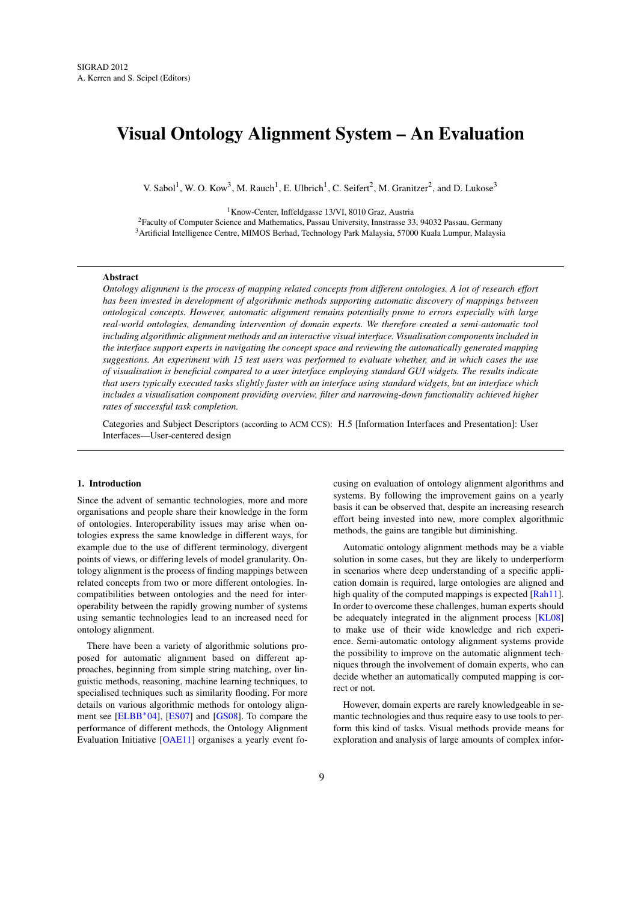# Visual Ontology Alignment System – An Evaluation

V. Sabol[1], W. O. Kow[3], M. Rauch[1], E. Ulbrich[1], C. Seifert[2], M. Granitzer[2], and D. Lukose[3]

[1]Know-Center, Inffeldgasse 13/VI, 8010 Graz, Austria
[2]Faculty of Computer Science and Mathematics, Passau University, Innstrasse 33, 94032 Passau, Germany
[3]Artificial Intelligence Centre, MIMOS Berhad, Technology Park Malaysia, 57000 Kuala Lumpur, Malaysia

**Abstract**

*Ontology alignment is the process of mapping related concepts from different ontologies. A lot of research effort has been invested in development of algorithmic methods supporting automatic discovery of mappings between ontological concepts. However, automatic alignment remains potentially prone to errors especially with large real-world ontologies, demanding intervention of domain experts. We therefore created a semi-automatic tool including algorithmic alignment methods and an interactive visual interface. Visualisation components included in the interface support experts in navigating the concept space and reviewing the automatically generated mapping suggestions. An experiment with 15 test users was performed to evaluate whether, and in which cases the use of visualisation is beneficial compared to a user interface employing standard GUI widgets. The results indicate that users typically executed tasks slightly faster with an interface using standard widgets, but an interface which includes a visualisation component providing overview, filter and narrowing-down functionality achieved higher rates of successful task completion.*

Categories and Subject Descriptors (according to ACM CCS): H.5 [Information Interfaces and Presentation]: User Interfaces—User-centered design

## 1. Introduction

Since the advent of semantic technologies, more and more organisations and people share their knowledge in the form of ontologies. Interoperability issues may arise when ontologies express the same knowledge in different ways, for example due to the use of different terminology, divergent points of views, or differing levels of model granularity. Ontology alignment is the process of finding mappings between related concepts from two or more different ontologies. Incompatibilities between ontologies and the need for interoperability between the rapidly growing number of systems using semantic technologies lead to an increased need for ontology alignment.

There have been a variety of algorithmic solutions proposed for automatic alignment based on different approaches, beginning from simple string matching, over linguistic methods, reasoning, machine learning techniques, to specialised techniques such as similarity flooding. For more details on various algorithmic methods for ontology alignment see [ELBB*04], [ES07] and [GS08]. To compare the performance of different methods, the Ontology Alignment Evaluation Initiative [OAE11] organises a yearly event focusing on evaluation of ontology alignment algorithms and systems. By following the improvement gains on a yearly basis it can be observed that, despite an increasing research effort being invested into new, more complex algorithmic methods, the gains are tangible but diminishing.

Automatic ontology alignment methods may be a viable solution in some cases, but they are likely to underperform in scenarios where deep understanding of a specific application domain is required, large ontologies are aligned and high quality of the computed mappings is expected [Rah11]. In order to overcome these challenges, human experts should be adequately integrated in the alignment process [KL08] to make use of their wide knowledge and rich experience. Semi-automatic ontology alignment systems provide the possibility to improve on the automatic alignment techniques through the involvement of domain experts, who can decide whether an automatically computed mapping is correct or not.

However, domain experts are rarely knowledgeable in semantic technologies and thus require easy to use tools to perform this kind of tasks. Visual methods provide means for exploration and analysis of large amounts of complex infor-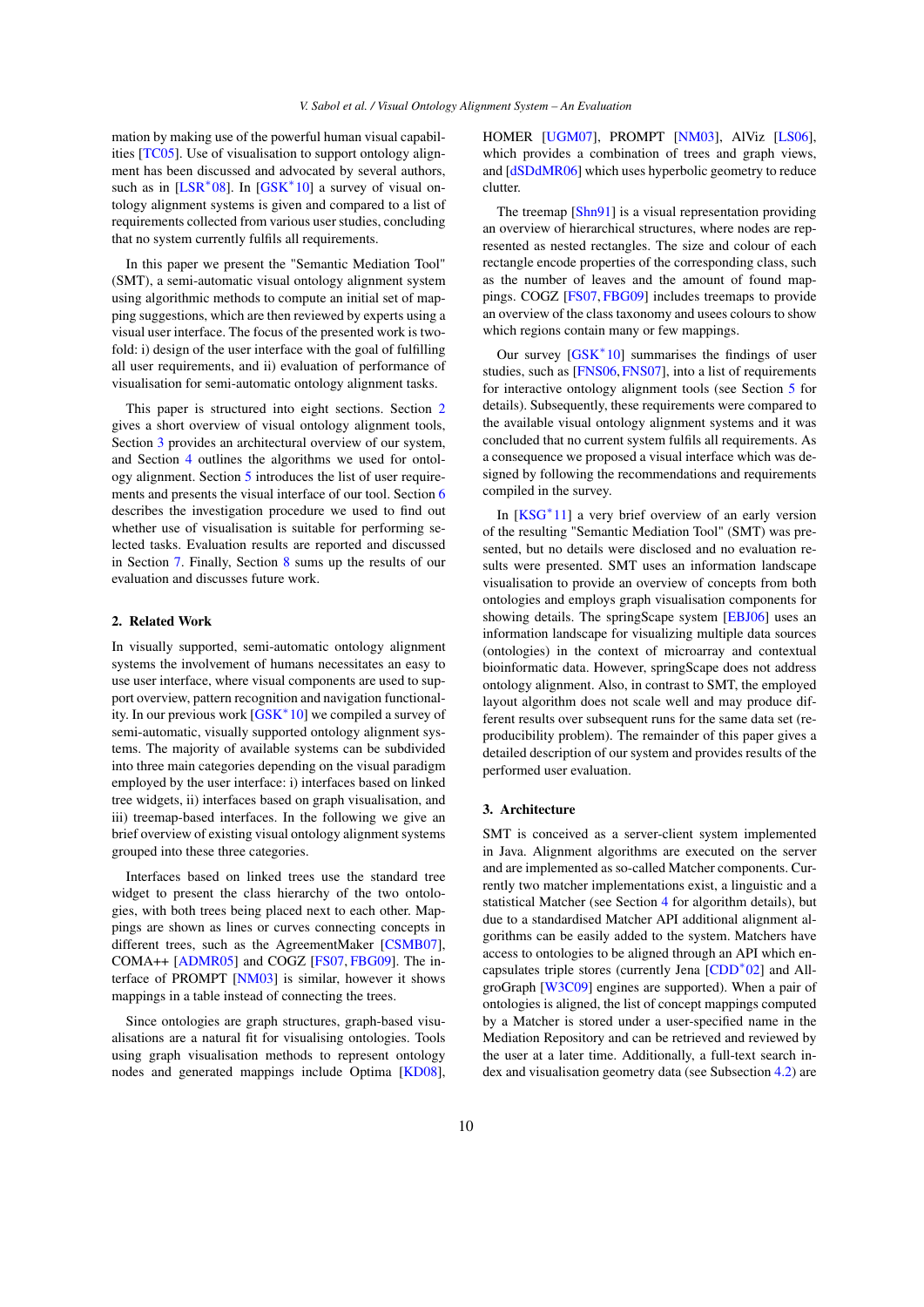mation by making use of the powerful human visual capabilities [TC05]. Use of visualisation to support ontology alignment has been discussed and advocated by several authors, such as in [LSR*08]. In [GSK*10] a survey of visual ontology alignment systems is given and compared to a list of requirements collected from various user studies, concluding that no system currently fulfils all requirements.

In this paper we present the "Semantic Mediation Tool" (SMT), a semi-automatic visual ontology alignment system using algorithmic methods to compute an initial set of mapping suggestions, which are then reviewed by experts using a visual user interface. The focus of the presented work is two-fold: i) design of the user interface with the goal of fulfilling all user requirements, and ii) evaluation of performance of visualisation for semi-automatic ontology alignment tasks.

This paper is structured into eight sections. Section 2 gives a short overview of visual ontology alignment tools, Section 3 provides an architectural overview of our system, and Section 4 outlines the algorithms we used for ontology alignment. Section 5 introduces the list of user requirements and presents the visual interface of our tool. Section 6 describes the investigation procedure we used to find out whether use of visualisation is suitable for performing selected tasks. Evaluation results are reported and discussed in Section 7. Finally, Section 8 sums up the results of our evaluation and discusses future work.

## 2. Related Work

In visually supported, semi-automatic ontology alignment systems the involvement of humans necessitates an easy to use user interface, where visual components are used to support overview, pattern recognition and navigation functionality. In our previous work [GSK*10] we compiled a survey of semi-automatic, visually supported ontology alignment systems. The majority of available systems can be subdivided into three main categories depending on the visual paradigm employed by the user interface: i) interfaces based on linked tree widgets, ii) interfaces based on graph visualisation, and iii) treemap-based interfaces. In the following we give an brief overview of existing visual ontology alignment systems grouped into these three categories.

Interfaces based on linked trees use the standard tree widget to present the class hierarchy of the two ontologies, with both trees being placed next to each other. Mappings are shown as lines or curves connecting concepts in different trees, such as the AgreementMaker [CSMB07], COMA++ [ADMR05] and COGZ [FS07, FBG09]. The interface of PROMPT [NM03] is similar, however it shows mappings in a table instead of connecting the trees.

Since ontologies are graph structures, graph-based visualisations are a natural fit for visualising ontologies. Tools using graph visualisation methods to represent ontology nodes and generated mappings include Optima [KD08], HOMER [UGM07], PROMPT [NM03], AlViz [LS06], which provides a combination of trees and graph views, and [dSDdMR06] which uses hyperbolic geometry to reduce clutter.

The treemap [Shn91] is a visual representation providing an overview of hierarchical structures, where nodes are represented as nested rectangles. The size and colour of each rectangle encode properties of the corresponding class, such as the number of leaves and the amount of found mappings. COGZ [FS07, FBG09] includes treemaps to provide an overview of the class taxonomy and usees colours to show which regions contain many or few mappings.

Our survey [GSK*10] summarises the findings of user studies, such as [FNS06, FNS07], into a list of requirements for interactive ontology alignment tools (see Section 5 for details). Subsequently, these requirements were compared to the available visual ontology alignment systems and it was concluded that no current system fulfils all requirements. As a consequence we proposed a visual interface which was designed by following the recommendations and requirements compiled in the survey.

In [KSG*11] a very brief overview of an early version of the resulting "Semantic Mediation Tool" (SMT) was presented, but no details were disclosed and no evaluation results were presented. SMT uses an information landscape visualisation to provide an overview of concepts from both ontologies and employs graph visualisation components for showing details. The springScape system [EBJ06] uses an information landscape for visualizing multiple data sources (ontologies) in the context of microarray and contextual bioinformatic data. However, springScape does not address ontology alignment. Also, in contrast to SMT, the employed layout algorithm does not scale well and may produce different results over subsequent runs for the same data set (reproducibility problem). The remainder of this paper gives a detailed description of our system and provides results of the performed user evaluation.

## 3. Architecture

SMT is conceived as a server-client system implemented in Java. Alignment algorithms are executed on the server and are implemented as so-called Matcher components. Currently two matcher implementations exist, a linguistic and a statistical Matcher (see Section 4 for algorithm details), but due to a standardised Matcher API additional alignment algorithms can be easily added to the system. Matchers have access to ontologies to be aligned through an API which encapsulates triple stores (currently Jena [CDD*02] and AllgroGraph [W3C09] engines are supported). When a pair of ontologies is aligned, the list of concept mappings computed by a Matcher is stored under a user-specified name in the Mediation Repository and can be retrieved and reviewed by the user at a later time. Additionally, a full-text search index and visualisation geometry data (see Subsection 4.2) are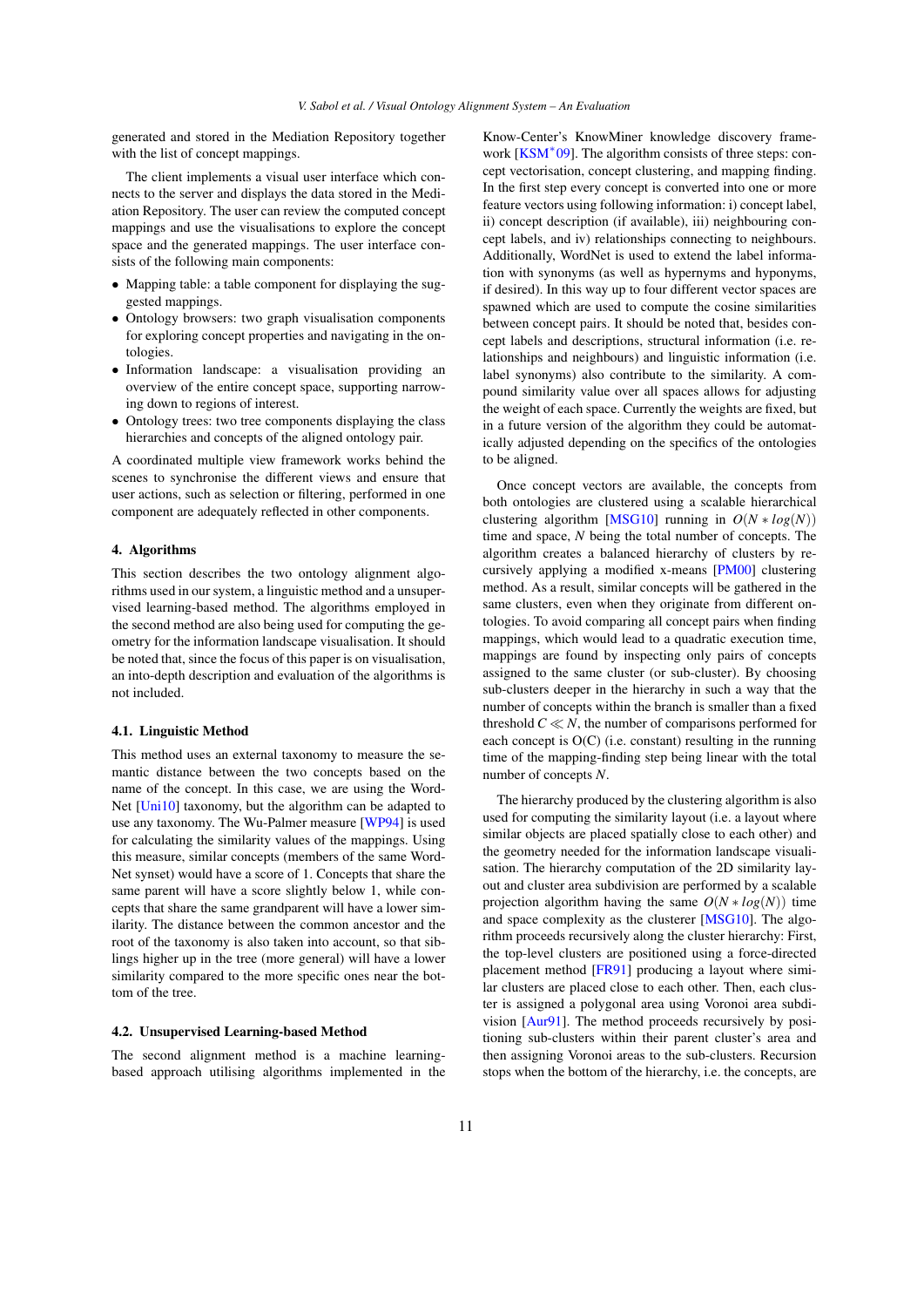generated and stored in the Mediation Repository together with the list of concept mappings.

The client implements a visual user interface which connects to the server and displays the data stored in the Mediation Repository. The user can review the computed concept mappings and use the visualisations to explore the concept space and the generated mappings. The user interface consists of the following main components:

- Mapping table: a table component for displaying the suggested mappings.
- Ontology browsers: two graph visualisation components for exploring concept properties and navigating in the ontologies.
- Information landscape: a visualisation providing an overview of the entire concept space, supporting narrowing down to regions of interest.
- Ontology trees: two tree components displaying the class hierarchies and concepts of the aligned ontology pair.

A coordinated multiple view framework works behind the scenes to synchronise the different views and ensure that user actions, such as selection or filtering, performed in one component are adequately reflected in other components.

## 4. Algorithms

This section describes the two ontology alignment algorithms used in our system, a linguistic method and a unsupervised learning-based method. The algorithms employed in the second method are also being used for computing the geometry for the information landscape visualisation. It should be noted that, since the focus of this paper is on visualisation, an into-depth description and evaluation of the algorithms is not included.

### 4.1. Linguistic Method

This method uses an external taxonomy to measure the semantic distance between the two concepts based on the name of the concept. In this case, we are using the WordNet [Uni10] taxonomy, but the algorithm can be adapted to use any taxonomy. The Wu-Palmer measure [WP94] is used for calculating the similarity values of the mappings. Using this measure, similar concepts (members of the same WordNet synset) would have a score of 1. Concepts that share the same parent will have a score slightly below 1, while concepts that share the same grandparent will have a lower similarity. The distance between the common ancestor and the root of the taxonomy is also taken into account, so that siblings higher up in the tree (more general) will have a lower similarity compared to the more specific ones near the bottom of the tree.

### 4.2. Unsupervised Learning-based Method

The second alignment method is a machine learning-based approach utilising algorithms implemented in the Know-Center's KnowMiner knowledge discovery framework [KSM*09]. The algorithm consists of three steps: concept vectorisation, concept clustering, and mapping finding. In the first step every concept is converted into one or more feature vectors using following information: i) concept label, ii) concept description (if available), iii) neighbouring concept labels, and iv) relationships connecting to neighbours. Additionally, WordNet is used to extend the label information with synonyms (as well as hypernyms and hyponyms, if desired). In this way up to four different vector spaces are spawned which are used to compute the cosine similarities between concept pairs. It should be noted that, besides concept labels and descriptions, structural information (i.e. relationships and neighbours) and linguistic information (i.e. label synonyms) also contribute to the similarity. A compound similarity value over all spaces allows for adjusting the weight of each space. Currently the weights are fixed, but in a future version of the algorithm they could be automatically adjusted depending on the specifics of the ontologies to be aligned.

Once concept vectors are available, the concepts from both ontologies are clustered using a scalable hierarchical clustering algorithm [MSG10] running in $O(N * log(N))$ time and space, $N$ being the total number of concepts. The algorithm creates a balanced hierarchy of clusters by recursively applying a modified x-means [PM00] clustering method. As a result, similar concepts will be gathered in the same clusters, even when they originate from different ontologies. To avoid comparing all concept pairs when finding mappings, which would lead to a quadratic execution time, mappings are found by inspecting only pairs of concepts assigned to the same cluster (or sub-cluster). By choosing sub-clusters deeper in the hierarchy in such a way that the number of concepts within the branch is smaller than a fixed threshold $C \ll N$, the number of comparisons performed for each concept is O(C) (i.e. constant) resulting in the running time of the mapping-finding step being linear with the total number of concepts $N$.

The hierarchy produced by the clustering algorithm is also used for computing the similarity layout (i.e. a layout where similar objects are placed spatially close to each other) and the geometry needed for the information landscape visualisation. The hierarchy computation of the 2D similarity layout and cluster area subdivision are performed by a scalable projection algorithm having the same $O(N * log(N))$ time and space complexity as the clusterer [MSG10]. The algorithm proceeds recursively along the cluster hierarchy: First, the top-level clusters are positioned using a force-directed placement method [FR91] producing a layout where similar clusters are placed close to each other. Then, each cluster is assigned a polygonal area using Voronoi area subdivision [Aur91]. The method proceeds recursively by positioning sub-clusters within their parent cluster's area and then assigning Voronoi areas to the sub-clusters. Recursion stops when the bottom of the hierarchy, i.e. the concepts, are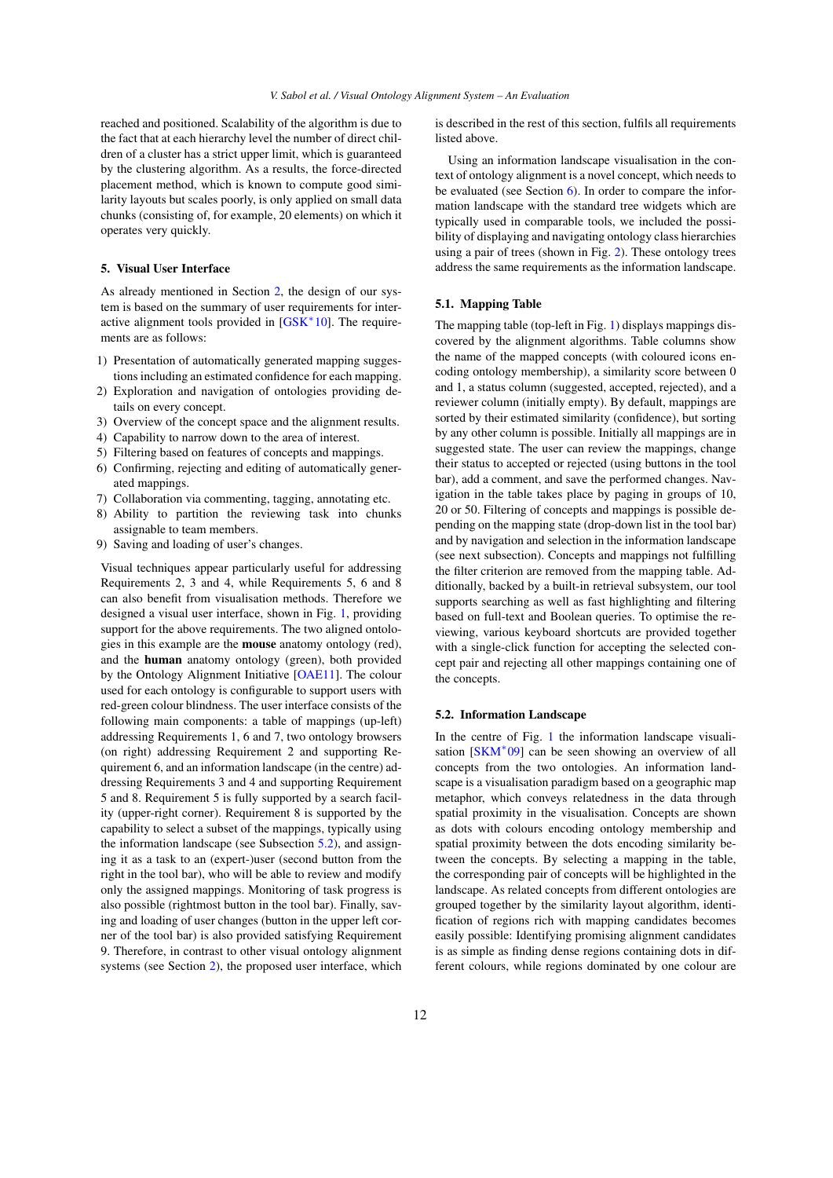reached and positioned. Scalability of the algorithm is due to the fact that at each hierarchy level the number of direct children of a cluster has a strict upper limit, which is guaranteed by the clustering algorithm. As a results, the force-directed placement method, which is known to compute good similarity layouts but scales poorly, is only applied on small data chunks (consisting of, for example, 20 elements) on which it operates very quickly.

## 5. Visual User Interface

As already mentioned in Section 2, the design of our system is based on the summary of user requirements for interactive alignment tools provided in [GSK*10]. The requirements are as follows:

1) Presentation of automatically generated mapping suggestions including an estimated confidence for each mapping.
2) Exploration and navigation of ontologies providing details on every concept.
3) Overview of the concept space and the alignment results.
4) Capability to narrow down to the area of interest.
5) Filtering based on features of concepts and mappings.
6) Confirming, rejecting and editing of automatically generated mappings.
7) Collaboration via commenting, tagging, annotating etc.
8) Ability to partition the reviewing task into chunks assignable to team members.
9) Saving and loading of user's changes.

Visual techniques appear particularly useful for addressing Requirements 2, 3 and 4, while Requirements 5, 6 and 8 can also benefit from visualisation methods. Therefore we designed a visual user interface, shown in Fig. 1, providing support for the above requirements. The two aligned ontologies in this example are the **mouse** anatomy ontology (red), and the **human** anatomy ontology (green), both provided by the Ontology Alignment Initiative [OAE11]. The colour used for each ontology is configurable to support users with red-green colour blindness. The user interface consists of the following main components: a table of mappings (up-left) addressing Requirements 1, 6 and 7, two ontology browsers (on right) addressing Requirement 2 and supporting Requirement 6, and an information landscape (in the centre) addressing Requirements 3 and 4 and supporting Requirement 5 and 8. Requirement 5 is fully supported by a search facility (upper-right corner). Requirement 8 is supported by the capability to select a subset of the mappings, typically using the information landscape (see Subsection 5.2), and assigning it as a task to an (expert-)user (second button from the right in the tool bar), who will be able to review and modify only the assigned mappings. Monitoring of task progress is also possible (rightmost button in the tool bar). Finally, saving and loading of user changes (button in the upper left corner of the tool bar) is also provided satisfying Requirement 9. Therefore, in contrast to other visual ontology alignment systems (see Section 2), the proposed user interface, which is described in the rest of this section, fulfils all requirements listed above.

Using an information landscape visualisation in the context of ontology alignment is a novel concept, which needs to be evaluated (see Section 6). In order to compare the information landscape with the standard tree widgets which are typically used in comparable tools, we included the possibility of displaying and navigating ontology class hierarchies using a pair of trees (shown in Fig. 2). These ontology trees address the same requirements as the information landscape.

### 5.1. Mapping Table

The mapping table (top-left in Fig. 1) displays mappings discovered by the alignment algorithms. Table columns show the name of the mapped concepts (with coloured icons encoding ontology membership), a similarity score between 0 and 1, a status column (suggested, accepted, rejected), and a reviewer column (initially empty). By default, mappings are sorted by their estimated similarity (confidence), but sorting by any other column is possible. Initially all mappings are in suggested state. The user can review the mappings, change their status to accepted or rejected (using buttons in the tool bar), add a comment, and save the performed changes. Navigation in the table takes place by paging in groups of 10, 20 or 50. Filtering of concepts and mappings is possible depending on the mapping state (drop-down list in the tool bar) and by navigation and selection in the information landscape (see next subsection). Concepts and mappings not fulfilling the filter criterion are removed from the mapping table. Additionally, backed by a built-in retrieval subsystem, our tool supports searching as well as fast highlighting and filtering based on full-text and Boolean queries. To optimise the reviewing, various keyboard shortcuts are provided together with a single-click function for accepting the selected concept pair and rejecting all other mappings containing one of the concepts.

### 5.2. Information Landscape

In the centre of Fig. 1 the information landscape visualisation [SKM*09] can be seen showing an overview of all concepts from the two ontologies. An information landscape is a visualisation paradigm based on a geographic map metaphor, which conveys relatedness in the data through spatial proximity in the visualisation. Concepts are shown as dots with colours encoding ontology membership and spatial proximity between the dots encoding similarity between the concepts. By selecting a mapping in the table, the corresponding pair of concepts will be highlighted in the landscape. As related concepts from different ontologies are grouped together by the similarity layout algorithm, identification of regions rich with mapping candidates becomes easily possible: Identifying promising alignment candidates is as simple as finding dense regions containing dots in different colours, while regions dominated by one colour are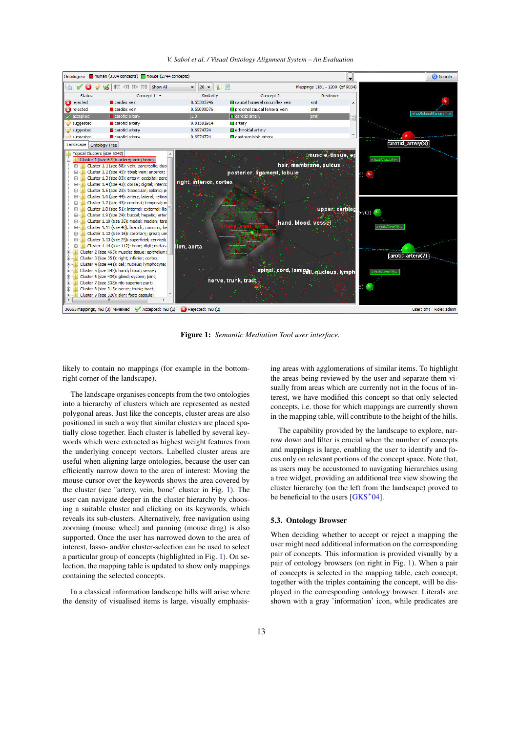**Figure 1:** *Semantic Mediation Tool user interface.*

likely to contain no mappings (for example in the bottom-right corner of the landscape).

The landscape organises concepts from the two ontologies into a hierarchy of clusters which are represented as nested polygonal areas. Just like the concepts, cluster areas are also positioned in such a way that similar clusters are placed spatially close together. Each cluster is labelled by several keywords which were extracted as highest weight features from the underlying concept vectors. Labelled cluster areas are useful when aligning large ontologies, because the user can efficiently narrow down to the area of interest: Moving the mouse cursor over the keywords shows the area covered by the cluster (see "artery, vein, bone" cluster in Fig. 1). The user can navigate deeper in the cluster hierarchy by choosing a suitable cluster and clicking on its keywords, which reveals its sub-clusters. Alternatively, free navigation using zooming (mouse wheel) and panning (mouse drag) is also supported. Once the user has narrowed down to the area of interest, lasso- and/or cluster-selection can be used to select a particular group of concepts (highlighted in Fig. 1). On selection, the mapping table is updated to show only mappings containing the selected concepts.

In a classical information landscape hills will arise where the density of visualised items is large, visually emphasising areas with agglomerations of similar items. To highlight the areas being reviewed by the user and separate them visually from areas which are currently not in the focus of interest, we have modified this concept so that only selected concepts, i.e. those for which mappings are currently shown in the mapping table, will contribute to the height of the hills.

The capability provided by the landscape to explore, narrow down and filter is crucial when the number of concepts and mappings is large, enabling the user to identify and focus only on relevant portions of the concept space. Note that, as users may be accustomed to navigating hierarchies using a tree widget, providing an additional tree view showing the cluster hierarchy (on the left from the landscape) proved to be beneficial to the users [GKS*04].

### 5.3. Ontology Browser

When deciding whether to accept or reject a mapping the user might need additional information on the corresponding pair of concepts. This information is provided visually by a pair of ontology browsers (on right in Fig. 1). When a pair of concepts is selected in the mapping table, each concept, together with the triples containing the concept, will be displayed in the corresponding ontology browser. Literals are shown with a gray 'information' icon, while predicates are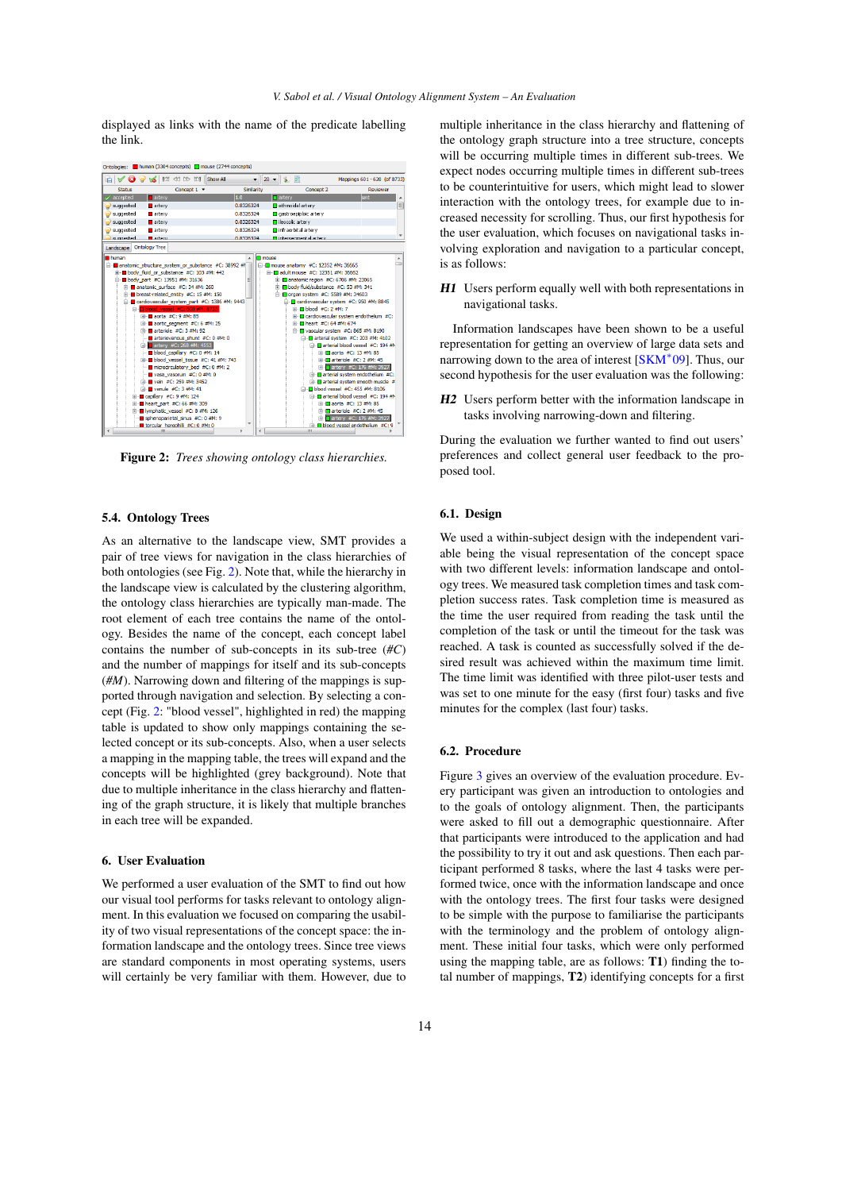displayed as links with the name of the predicate labelling the link.

**Figure 2:** *Trees showing ontology class hierarchies.*

### 5.4. Ontology Trees

As an alternative to the landscape view, SMT provides a pair of tree views for navigation in the class hierarchies of both ontologies (see Fig. 2). Note that, while the hierarchy in the landscape view is calculated by the clustering algorithm, the ontology class hierarchies are typically man-made. The root element of each tree contains the name of the ontology. Besides the name of the concept, each concept label contains the number of sub-concepts in its sub-tree (*#C*) and the number of mappings for itself and its sub-concepts (*#M*). Narrowing down and filtering of the mappings is supported through navigation and selection. By selecting a concept (Fig. 2: "blood vessel", highlighted in red) the mapping table is updated to show only mappings containing the selected concept or its sub-concepts. Also, when a user selects a mapping in the mapping table, the trees will expand and the concepts will be highlighted (grey background). Note that due to multiple inheritance in the class hierarchy and flattening of the graph structure, it is likely that multiple branches in each tree will be expanded.

## 6. User Evaluation

We performed a user evaluation of the SMT to find out how our visual tool performs for tasks relevant to ontology alignment. In this evaluation we focused on comparing the usability of two visual representations of the concept space: the information landscape and the ontology trees. Since tree views are standard components in most operating systems, users will certainly be very familiar with them. However, due to multiple inheritance in the class hierarchy and flattening of the ontology graph structure into a tree structure, concepts will be occurring multiple times in different sub-trees. We expect nodes occurring multiple times in different sub-trees to be counterintuitive for users, which might lead to slower performance and increased necessity for scrolling. Thus, our first hypothesis for the user evaluation, which focuses on navigational tasks involving exploration and navigation to a particular concept, is as follows:

***H1*** Users perform equally well with both representations in navigational tasks.

Information landscapes have been shown to be a useful representation for getting an overview of large data sets and narrowing down to the area of interest [SKM*09]. Thus, our second hypothesis for the user evaluation was the following:

***H2*** Users perform better with the information landscape in tasks involving narrowing-down and filtering.

During the evaluation we further wanted to find out users' preferences and collect general user feedback to the proposed tool.

### 6.1. Design

We used a within-subject design with the independent variable being the visual representation of the concept space with two different levels: information landscape and ontology trees. We measured task completion times and task completion success rates. Task completion time is measured as the time the user required from reading the task until the completion of the task or until the timeout for the task was reached. A task is counted as successfully solved if the desired result was achieved within the maximum time limit. The time limit was identified with three pilot-user tests and was set to one minute for the easy (first four) tasks and five minutes for the complex (last four) tasks.

### 6.2. Procedure

Figure 3 gives an overview of the evaluation procedure. Every participant was given an introduction to ontologies and to the goals of ontology alignment. Then, the participants were asked to fill out a demographic questionnaire. After that participants were introduced to the application and had the possibility to try it out and ask questions. Then each participant performed 8 tasks, where the last 4 tasks were performed twice, once with the information landscape and once with the ontology trees. The first four tasks were designed to be simple with the purpose to familiarise the participants with the terminology and the problem of ontology alignment. These initial four tasks, which were only performed using the mapping table, are as follows: **T1**) finding the total number of mappings, **T2**) identifying concepts for a first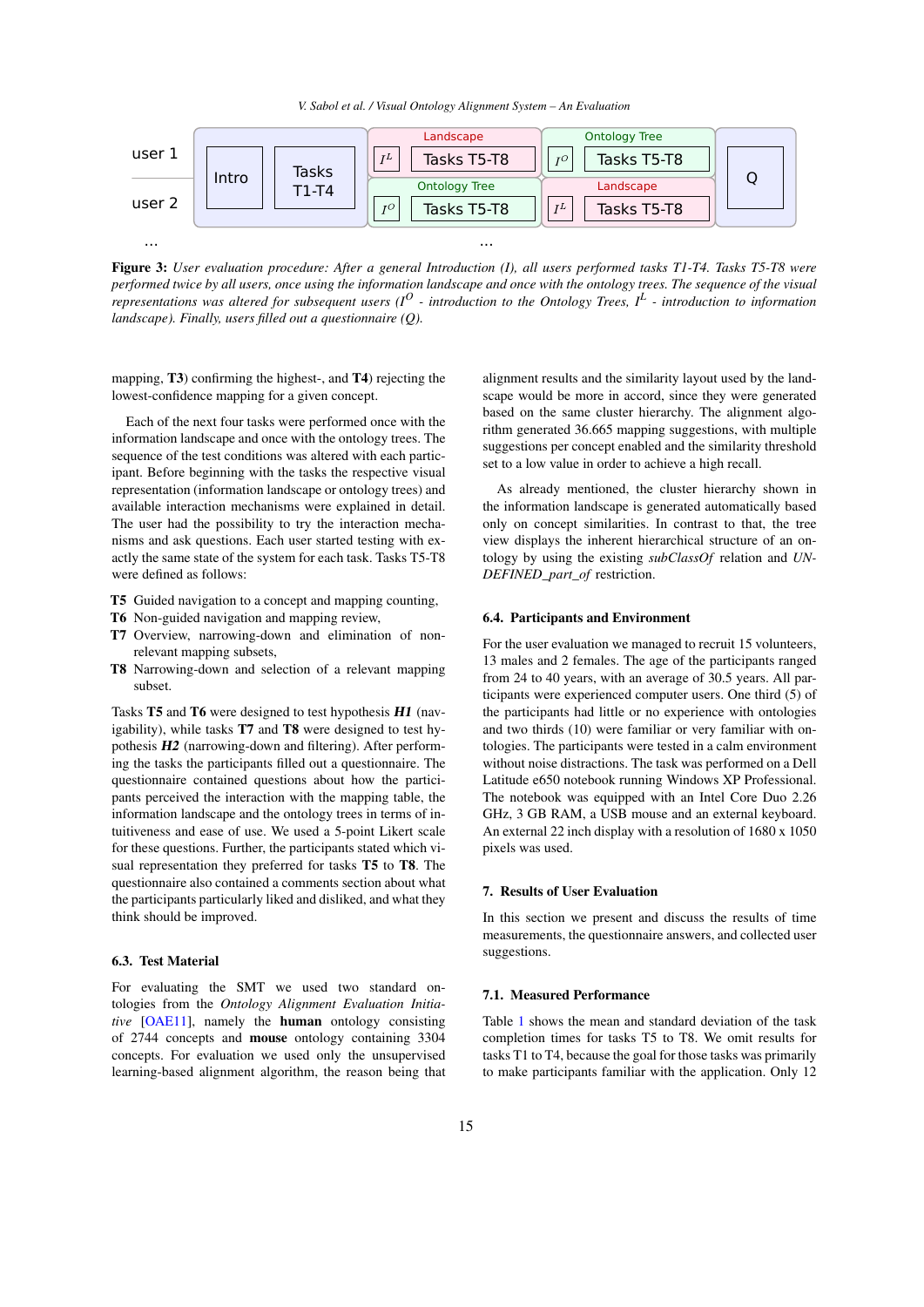**Figure 3:** *User evaluation procedure: After a general Introduction (I), all users performed tasks T1-T4. Tasks T5-T8 were performed twice by all users, once using the information landscape and once with the ontology trees. The sequence of the visual representations was altered for subsequent users ($I^O$ - introduction to the Ontology Trees, $I^L$ - introduction to information landscape). Finally, users filled out a questionnaire (Q).*

mapping, **T3**) confirming the highest-, and **T4**) rejecting the lowest-confidence mapping for a given concept.

Each of the next four tasks were performed once with the information landscape and once with the ontology trees. The sequence of the test conditions was altered with each participant. Before beginning with the tasks the respective visual representation (information landscape or ontology trees) and available interaction mechanisms were explained in detail. The user had the possibility to try the interaction mechanisms and ask questions. Each user started testing with exactly the same state of the system for each task. Tasks T5-T8 were defined as follows:

- **T5** Guided navigation to a concept and mapping counting,
- **T6** Non-guided navigation and mapping review,
- **T7** Overview, narrowing-down and elimination of non-relevant mapping subsets,
- **T8** Narrowing-down and selection of a relevant mapping subset.

Tasks **T5** and **T6** were designed to test hypothesis ***H1*** (navigability), while tasks **T7** and **T8** were designed to test hypothesis ***H2*** (narrowing-down and filtering). After performing the tasks the participants filled out a questionnaire. The questionnaire contained questions about how the participants perceived the interaction with the mapping table, the information landscape and the ontology trees in terms of intuitiveness and ease of use. We used a 5-point Likert scale for these questions. Further, the participants stated which visual representation they preferred for tasks **T5** to **T8**. The questionnaire also contained a comments section about what the participants particularly liked and disliked, and what they think should be improved.

### 6.3. Test Material

For evaluating the SMT we used two standard ontologies from the *Ontology Alignment Evaluation Initiative* [OAE11], namely the **human** ontology consisting of 2744 concepts and **mouse** ontology containing 3304 concepts. For evaluation we used only the unsupervised learning-based alignment algorithm, the reason being that alignment results and the similarity layout used by the landscape would be more in accord, since they were generated based on the same cluster hierarchy. The alignment algorithm generated 36.665 mapping suggestions, with multiple suggestions per concept enabled and the similarity threshold set to a low value in order to achieve a high recall.

As already mentioned, the cluster hierarchy shown in the information landscape is generated automatically based only on concept similarities. In contrast to that, the tree view displays the inherent hierarchical structure of an ontology by using the existing *subClassOf* relation and *UNDEFINED_part_of* restriction.

### 6.4. Participants and Environment

For the user evaluation we managed to recruit 15 volunteers, 13 males and 2 females. The age of the participants ranged from 24 to 40 years, with an average of 30.5 years. All participants were experienced computer users. One third (5) of the participants had little or no experience with ontologies and two thirds (10) were familiar or very familiar with ontologies. The participants were tested in a calm environment without noise distractions. The task was performed on a Dell Latitude e650 notebook running Windows XP Professional. The notebook was equipped with an Intel Core Duo 2.26 GHz, 3 GB RAM, a USB mouse and an external keyboard. An external 22 inch display with a resolution of 1680 x 1050 pixels was used.

## 7. Results of User Evaluation

In this section we present and discuss the results of time measurements, the questionnaire answers, and collected user suggestions.

### 7.1. Measured Performance

Table 1 shows the mean and standard deviation of the task completion times for tasks T5 to T8. We omit results for tasks T1 to T4, because the goal for those tasks was primarily to make participants familiar with the application. Only 12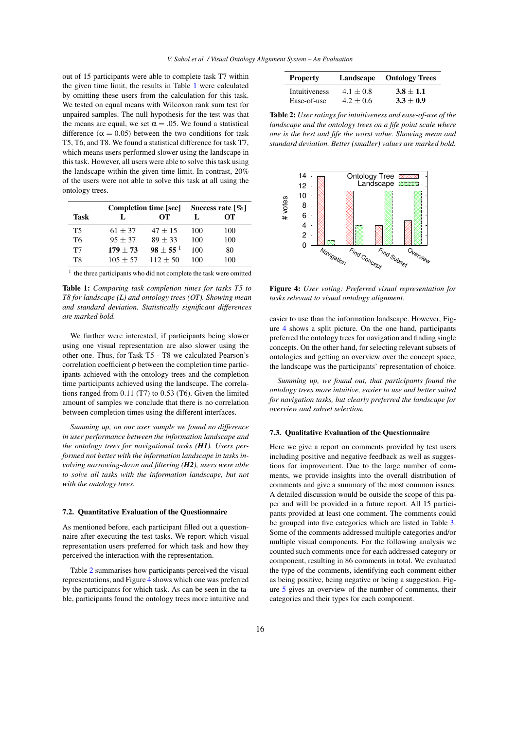out of 15 participants were able to complete task T7 within the given time limit, the results in Table 1 were calculated by omitting these users from the calculation for this task. We tested on equal means with Wilcoxon rank sum test for unpaired samples. The null hypothesis for the test was that the means are equal, we set $\alpha = .05$. We found a statistical difference ($\alpha = 0.05$) between the two conditions for task T5, T6, and T8. We found a statistical difference for task T7, which means users performed slower using the landscape in this task. However, all users were able to solve this task using the landscape within the given time limit. In contrast, 20% of the users were not able to solve this task at all using the ontology trees.

| Task | Completion time [sec] | | Success rate [%] | |
|---|---|---|---|---|
| | L | OT | L | OT |
| T5 | $61 \pm 37$ | $47 \pm 15$ | 100 | 100 |
| T6 | $95 \pm 37$ | $89 \pm 33$ | 100 | 100 |
| T7 | **$179 \pm 73$** | **$98 \pm 55$** [1] | 100 | 80 |
| T8 | $105 \pm 57$ | $112 \pm 50$ | 100 | 100 |

[1] the three participants who did not complete the task were omitted

**Table 1:** *Comparing task completion times for tasks T5 to T8 for landscape (L) and ontology trees (OT). Showing mean and standard deviation. Statistically significant differences are marked bold.*

We further were interested, if participants being slower using one visual representation are also slower using the other one. Thus, for Task T5 - T8 we calculated Pearson's correlation coefficient $\rho$ between the completion time participants achieved with the ontology trees and the completion time participants achieved using the landscape. The correlations ranged from 0.11 (T7) to 0.53 (T6). Given the limited amount of samples we conclude that there is no correlation between completion times using the different interfaces.

*Summing up, on our user sample we found no difference in user performance between the information landscape and the ontology trees for navigational tasks (**H1**). Users performed not better with the information landscape in tasks involving narrowing-down and filtering (**H2**), users were able to solve all tasks with the information landscape, but not with the ontology trees.*

### 7.2. Quantitative Evaluation of the Questionnaire

As mentioned before, each participant filled out a questionnaire after executing the test tasks. We report which visual representation users preferred for which task and how they perceived the interaction with the representation.

Table 2 summarises how participants perceived the visual representations, and Figure 4 shows which one was preferred by the participants for which task. As can be seen in the table, participants found the ontology trees more intuitive and easier to use than the information landscape. However, Figure 4 shows a split picture. On the one hand, participants preferred the ontology trees for navigation and finding single concepts. On the other hand, for selecting relevant subsets of ontologies and getting an overview over the concept space, the landscape was the participants' representation of choice.

| Property | Landscape | Ontology Trees |
|---|---|---|
| Intuitiveness | $4.1 \pm 0.8$ | **$3.8 \pm 1.1$** |
| Ease-of-use | $4.2 \pm 0.6$ | **$3.3 \pm 0.9$** |

**Table 2:** *User ratings for intuitiveness and ease-of-use of the landscape and the ontology trees on a fife point scale where one is the best and fife the worst value. Showing mean and standard deviation. Better (smaller) values are marked bold.*

**Figure 4:** *User voting: Preferred visual representation for tasks relevant to visual ontology alignment.*

*Summing up, we found out, that participants found the ontology trees more intuitive, easier to use and better suited for navigation tasks, but clearly preferred the landscape for overview and subset selection.*

### 7.3. Qualitative Evaluation of the Questionnaire

Here we give a report on comments provided by test users including positive and negative feedback as well as suggestions for improvement. Due to the large number of comments, we provide insights into the overall distribution of comments and give a summary of the most common issues. A detailed discussion would be outside the scope of this paper and will be provided in a future report. All 15 participants provided at least one comment. The comments could be grouped into five categories which are listed in Table 3. Some of the comments addressed multiple categories and/or multiple visual components. For the following analysis we counted such comments once for each addressed category or component, resulting in 86 comments in total. We evaluated the type of the comments, identifying each comment either as being positive, being negative or being a suggestion. Figure 5 gives an overview of the number of comments, their categories and their types for each component.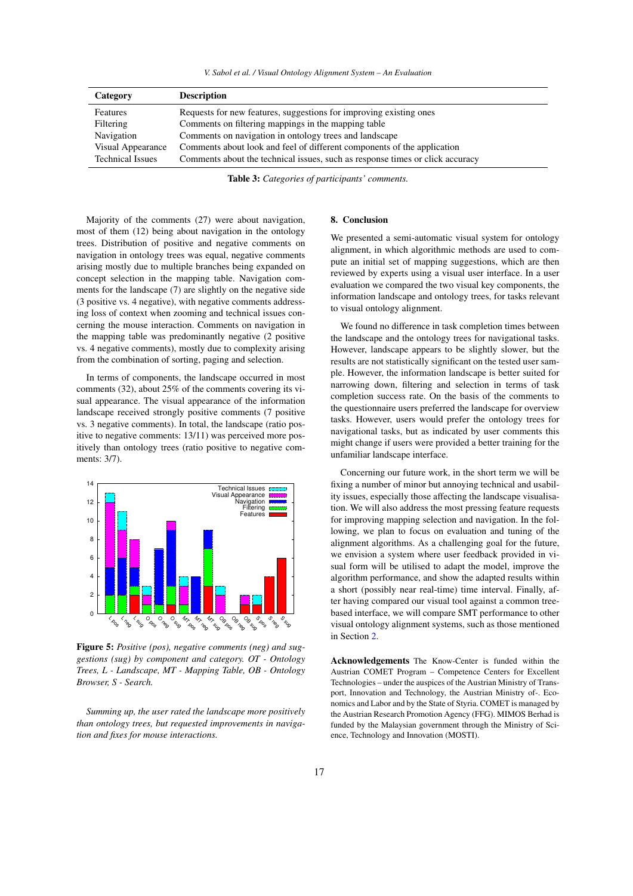| Category | Description |
|---|---|
| Features | Requests for new features, suggestions for improving existing ones |
| Filtering | Comments on filtering mappings in the mapping table |
| Navigation | Comments on navigation in ontology trees and landscape |
| Visual Appearance | Comments about look and feel of different components of the application |
| Technical Issues | Comments about the technical issues, such as response times or click accuracy |

**Table 3:** *Categories of participants' comments.*

Majority of the comments (27) were about navigation, most of them (12) being about navigation in the ontology trees. Distribution of positive and negative comments on navigation in ontology trees was equal, negative comments arising mostly due to multiple branches being expanded on concept selection in the mapping table. Navigation comments for the landscape (7) are slightly on the negative side (3 positive vs. 4 negative), with negative comments addressing loss of context when zooming and technical issues concerning the mouse interaction. Comments on navigation in the mapping table was predominantly negative (2 positive vs. 4 negative comments), mostly due to complexity arising from the combination of sorting, paging and selection.

In terms of components, the landscape occurred in most comments (32), about 25% of the comments covering its visual appearance. The visual appearance of the information landscape received strongly positive comments (7 positive vs. 3 negative comments). In total, the landscape (ratio positive to negative comments: 13/11) was perceived more positively than ontology trees (ratio positive to negative comments: 3/7).

**Figure 5:** *Positive (pos), negative comments (neg) and suggestions (sug) by component and category. OT - Ontology Trees, L - Landscape, MT - Mapping Table, OB - Ontology Browser, S - Search.*

*Summing up, the user rated the landscape more positively than ontology trees, but requested improvements in navigation and fixes for mouse interactions.*

## 8. Conclusion

We presented a semi-automatic visual system for ontology alignment, in which algorithmic methods are used to compute an initial set of mapping suggestions, which are then reviewed by experts using a visual user interface. In a user evaluation we compared the two visual key components, the information landscape and ontology trees, for tasks relevant to visual ontology alignment.

We found no difference in task completion times between the landscape and the ontology trees for navigational tasks. However, landscape appears to be slightly slower, but the results are not statistically significant on the tested user sample. However, the information landscape is better suited for narrowing down, filtering and selection in terms of task completion success rate. On the basis of the comments to the questionnaire users preferred the landscape for overview tasks. However, users would prefer the ontology trees for navigational tasks, but as indicated by user comments this might change if users were provided a better training for the unfamiliar landscape interface.

Concerning our future work, in the short term we will be fixing a number of minor but annoying technical and usability issues, especially those affecting the landscape visualisation. We will also address the most pressing feature requests for improving mapping selection and navigation. In the following, we plan to focus on evaluation and tuning of the alignment algorithms. As a challenging goal for the future, we envision a system where user feedback provided in visual form will be utilised to adapt the model, improve the algorithm performance, and show the adapted results within a short (possibly near real-time) time interval. Finally, after having compared our visual tool against a common tree-based interface, we will compare SMT performance to other visual ontology alignment systems, such as those mentioned in Section 2.

**Acknowledgements** The Know-Center is funded within the Austrian COMET Program – Competence Centers for Excellent Technologies – under the auspices of the Austrian Ministry of Transport, Innovation and Technology, the Austrian Ministry of-. Economics and Labor and by the State of Styria. COMET is managed by the Austrian Research Promotion Agency (FFG). MIMOS Berhad is funded by the Malaysian government through the Ministry of Science, Technology and Innovation (MOSTI).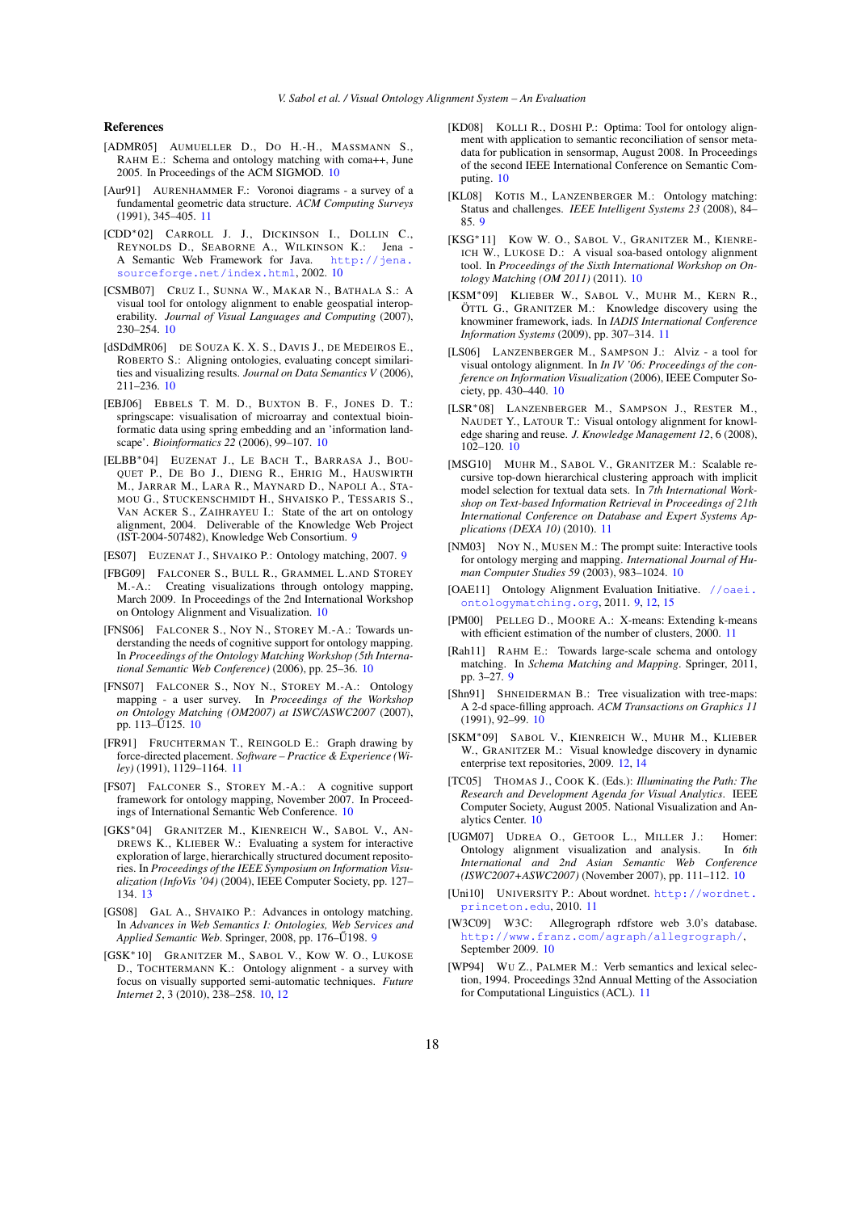## References

[ADMR05] AUMUELLER D., DO H.-H., MASSMANN S., RAHM E.: Schema and ontology matching with coma++, June 2005. In Proceedings of the ACM SIGMOD. 10

[Aur91] AURENHAMMER F.: Voronoi diagrams - a survey of a fundamental geometric data structure. *ACM Computing Surveys* (1991), 345–405. 11

[CDD*02] CARROLL J. J., DICKINSON I., DOLLIN C., REYNOLDS D., SEABORNE A., WILKINSON K.: Jena - A Semantic Web Framework for Java. http://jena.sourceforge.net/index.html, 2002. 10

[CSMB07] CRUZ I., SUNNA W., MAKAR N., BATHALA S.: A visual tool for ontology alignment to enable geospatial interoperability. *Journal of Visual Languages and Computing* (2007), 230–254. 10

[dSDdMR06] DE SOUZA K. X. S., DAVIS J., DE MEDEIROS E., ROBERTO S.: Aligning ontologies, evaluating concept similarities and visualizing results. *Journal on Data Semantics V* (2006), 211–236. 10

[EBJ06] EBBELS T. M. D., BUXTON B. F., JONES D. T.: springscape: visualisation of microarray and contextual bioinformatic data using spring embedding and an 'information landscape'. *Bioinformatics 22* (2006), 99–107. 10

[ELBB*04] EUZENAT J., LE BACH T., BARRASA J., BOUQUET P., DE BO J., DIENG R., EHRIG M., HAUSWIRTH M., JARRAR M., LARA R., MAYNARD D., NAPOLI A., STAMOU G., STUCKENSCHMIDT H., SHVAIKO P., TESSARIS S., VAN ACKER S., ZAIHRAYEU I.: State of the art on ontology alignment, 2004. Deliverable of the Knowledge Web Project (IST-2004-507482), Knowledge Web Consortium. 9

[ES07] EUZENAT J., SHVAIKO P.: Ontology matching, 2007. 9

[FBG09] FALCONER S., BULL R., GRAMMEL L.AND STOREY M.-A.: Creating visualizations through ontology mapping, March 2009. In Proceedings of the 2nd International Workshop on Ontology Alignment and Visualization. 10

[FNS06] FALCONER S., NOY N., STOREY M.-A.: Towards understanding the needs of cognitive support for ontology mapping. In *Proceedings of the Ontology Matching Workshop (5th International Semantic Web Conference)* (2006), pp. 25–36. 10

[FNS07] FALCONER S., NOY N., STOREY M.-A.: Ontology mapping - a user survey. In *Proceedings of the Workshop on Ontology Matching (OM2007) at ISWC/ASWC2007* (2007), pp. 113–Ű125. 10

[FR91] FRUCHTERMAN T., REINGOLD E.: Graph drawing by force-directed placement. *Software – Practice & Experience (Wiley)* (1991), 1129–1164. 11

[FS07] FALCONER S., STOREY M.-A.: A cognitive support framework for ontology mapping, November 2007. In Proceedings of International Semantic Web Conference. 10

[GKS*04] GRANITZER M., KIENREICH W., SABOL V., ANDREWS K., KLIEBER W.: Evaluating a system for interactive exploration of large, hierarchically structured document repositories. In *Proceedings of the IEEE Symposium on Information Visualization (InfoVis '04)* (2004), IEEE Computer Society, pp. 127–134. 13

[GS08] GAL A., SHVAIKO P.: Advances in ontology matching. In *Advances in Web Semantics I: Ontologies, Web Services and Applied Semantic Web*. Springer, 2008, pp. 176–Ű198. 9

[GSK*10] GRANITZER M., SABOL V., KOW W. O., LUKOSE D., TOCHTERMANN K.: Ontology alignment - a survey with focus on visually supported semi-automatic techniques. *Future Internet 2*, 3 (2010), 238–258. 10, 12

[KD08] KOLLI R., DOSHI P.: Optima: Tool for ontology alignment with application to semantic reconciliation of sensor metadata for publication in sensormap, August 2008. In Proceedings of the second IEEE International Conference on Semantic Computing. 10

[KL08] KOTIS M., LANZENBERGER M.: Ontology matching: Status and challenges. *IEEE Intelligent Systems 23* (2008), 84–85. 9

[KSG*11] KOW W. O., SABOL V., GRANITZER M., KIENREICH W., LUKOSE D.: A visual soa-based ontology alignment tool. In *Proceedings of the Sixth International Workshop on Ontology Matching (OM 2011)* (2011). 10

[KSM*09] KLIEBER W., SABOL V., MUHR M., KERN R., ÖTTL G., GRANITZER M.: Knowledge discovery using the knowminer framework, iads. In *IADIS International Conference Information Systems* (2009), pp. 307–314. 11

[LS06] LANZENBERGER M., SAMPSON J.: Alviz - a tool for visual ontology alignment. In *In IV '06: Proceedings of the conference on Information Visualization* (2006), IEEE Computer Society, pp. 430–440. 10

[LSR*08] LANZENBERGER M., SAMPSON J., RESTER M., NAUDET Y., LATOUR T.: Visual ontology alignment for knowledge sharing and reuse. *J. Knowledge Management 12*, 6 (2008), 102–120. 10

[MSG10] MUHR M., SABOL V., GRANITZER M.: Scalable recursive top-down hierarchical clustering approach with implicit model selection for textual data sets. In *7th International Workshop on Text-based Information Retrieval in Proceedings of 21th International Conference on Database and Expert Systems Applications (DEXA 10)* (2010). 11

[NM03] NOY N., MUSEN M.: The prompt suite: Interactive tools for ontology merging and mapping. *International Journal of Human Computer Studies 59* (2003), 983–1024. 10

[OAE11] Ontology Alignment Evaluation Initiative. //oaei.ontologymatching.org, 2011. 9, 12, 15

[PM00] PELLEG D., MOORE A.: X-means: Extending k-means with efficient estimation of the number of clusters, 2000. 11

[Rah11] RAHM E.: Towards large-scale schema and ontology matching. In *Schema Matching and Mapping*. Springer, 2011, pp. 3–27. 9

[Shn91] SHNEIDERMAN B.: Tree visualization with tree-maps: A 2-d space-filling approach. *ACM Transactions on Graphics 11* (1991), 92–99. 10

[SKM*09] SABOL V., KIENREICH W., MUHR M., KLIEBER W., GRANITZER M.: Visual knowledge discovery in dynamic enterprise text repositories, 2009. 12, 14

[TC05] THOMAS J., COOK K. (Eds.): *Illuminating the Path: The Research and Development Agenda for Visual Analytics*. IEEE Computer Society, August 2005. National Visualization and Analytics Center. 10

[UGM07] UDREA O., GETOOR L., MILLER J.: Homer: Ontology alignment visualization and analysis. In *6th International and 2nd Asian Semantic Web Conference (ISWC2007+ASWC2007)* (November 2007), pp. 111–112. 10

[Uni10] UNIVERSITY P.: About wordnet. http://wordnet.princeton.edu, 2010. 11

[W3C09] W3C: Allegrograph rdfstore web 3.0's database. http://www.franz.com/agraph/allegrograph/, September 2009. 10

[WP94] WU Z., PALMER M.: Verb semantics and lexical selection, 1994. Proceedings 32nd Annual Metting of the Association for Computational Linguistics (ACL). 11